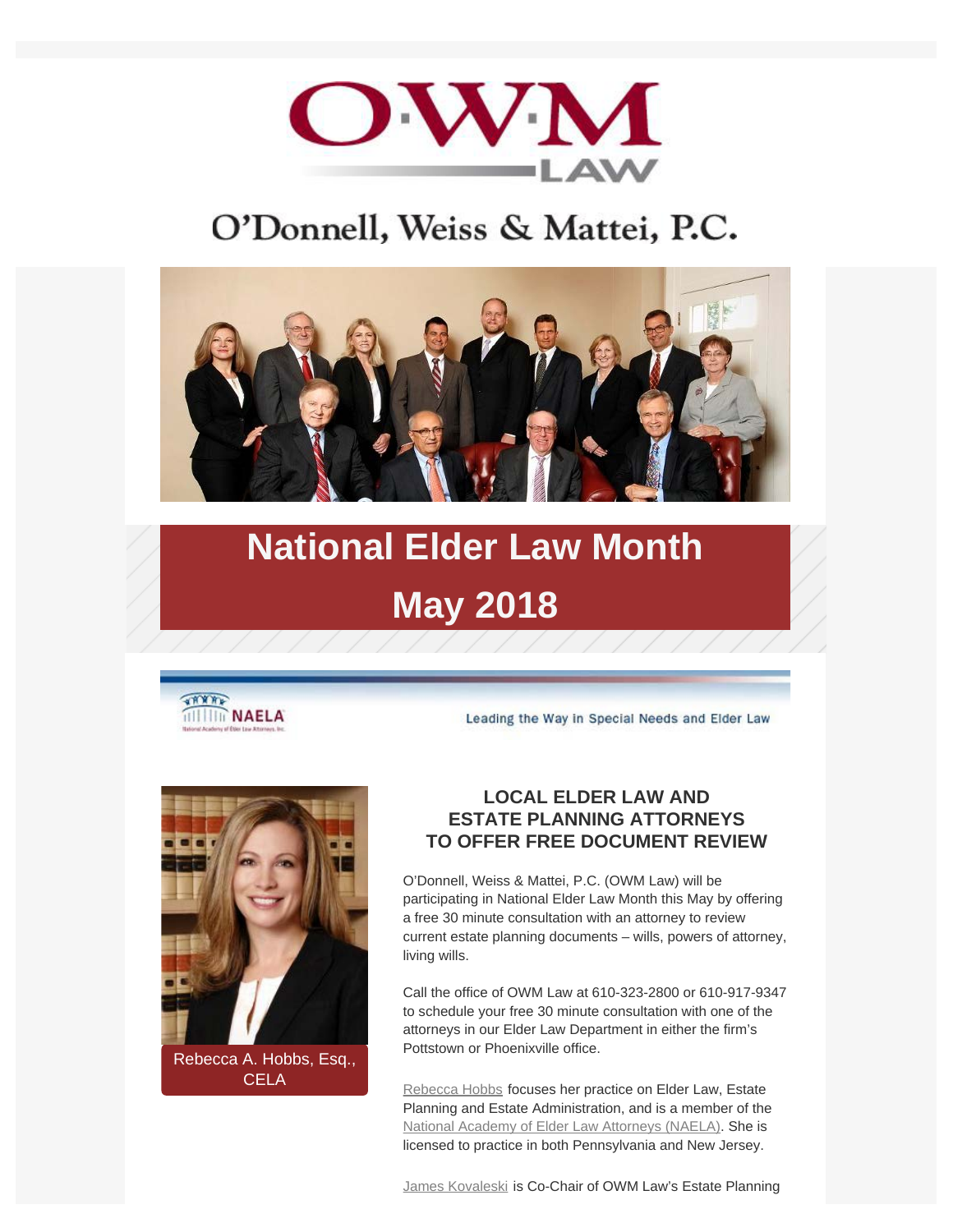O·W·M LAW

O'Donnell, Weiss & Mattei, P.C.

# National Elder Law Month May 2018

NAELA National Academy of Elder Law Attorneys, Inc.

Leading the Way in Special Needs and Elder Law

Rebecca A. Hobbs, Esq., CELA

## LOCAL ELDER LAW AND ESTATE PLANNING ATTORNEYS TO OFFER FREE DOCUMENT REVIEW

O'Donnell, Weiss & Mattei, P.C. (OWM Law) will be participating in National Elder Law Month this May by offering a free 30 minute consultation with an attorney to review current estate planning documents – wills, powers of attorney, living wills.

Call the office of OWM Law at 610-323-2800 or 610-917-9347 to schedule your free 30 minute consultation with one of the attorneys in our Elder Law Department in either the firm's Pottstown or Phoenixville office.

Rebecca Hobbs focuses her practice on Elder Law, Estate Planning and Estate Administration, and is a member of the National Academy of Elder Law Attorneys (NAELA). She is licensed to practice in both Pennsylvania and New Jersey.

James Kovaleski is Co-Chair of OWM Law's Estate Planning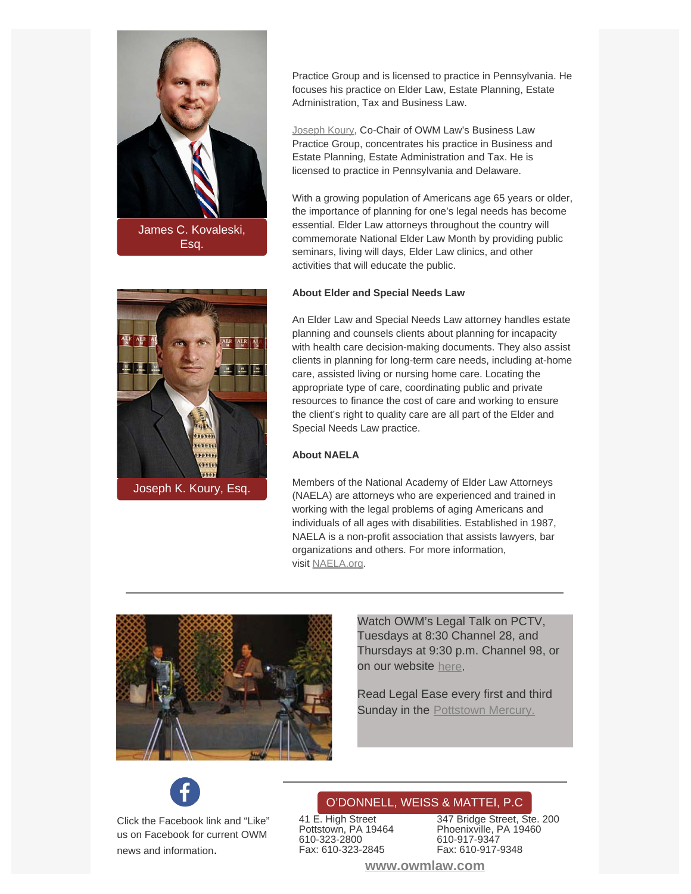James C. Kovaleski, Esq.

Joseph K. Koury, Esq.

Practice Group and is licensed to practice in Pennsylvania. He focuses his practice on Elder Law, Estate Planning, Estate Administration, Tax and Business Law.

Joseph Koury, Co-Chair of OWM Law's Business Law Practice Group, concentrates his practice in Business and Estate Planning, Estate Administration and Tax. He is licensed to practice in Pennsylvania and Delaware.

With a growing population of Americans age 65 years or older, the importance of planning for one's legal needs has become essential. Elder Law attorneys throughout the country will commemorate National Elder Law Month by providing public seminars, living will days, Elder Law clinics, and other activities that will educate the public.

**About Elder and Special Needs Law**

An Elder Law and Special Needs Law attorney handles estate planning and counsels clients about planning for incapacity with health care decision-making documents. They also assist clients in planning for long-term care needs, including at-home care, assisted living or nursing home care. Locating the appropriate type of care, coordinating public and private resources to finance the cost of care and working to ensure the client's right to quality care are all part of the Elder and Special Needs Law practice.

**About NAELA**

Members of the National Academy of Elder Law Attorneys (NAELA) are attorneys who are experienced and trained in working with the legal problems of aging Americans and individuals of all ages with disabilities. Established in 1987, NAELA is a non-profit association that assists lawyers, bar organizations and others. For more information, visit NAELA.org.

---

Watch OWM's Legal Talk on PCTV, Tuesdays at 8:30 Channel 28, and Thursdays at 9:30 p.m. Channel 98, or on our website here.

Read Legal Ease every first and third Sunday in the Pottstown Mercury.

Click the Facebook link and "Like" us on Facebook for current OWM news and information.

O'DONNELL, WEISS & MATTEI, P.C

41 E. High Street
Pottstown, PA 19464
610-323-2800
Fax: 610-323-2845

347 Bridge Street, Ste. 200
Phoenixville, PA 19460
610-917-9347
Fax: 610-917-9348

**www.owmlaw.com**